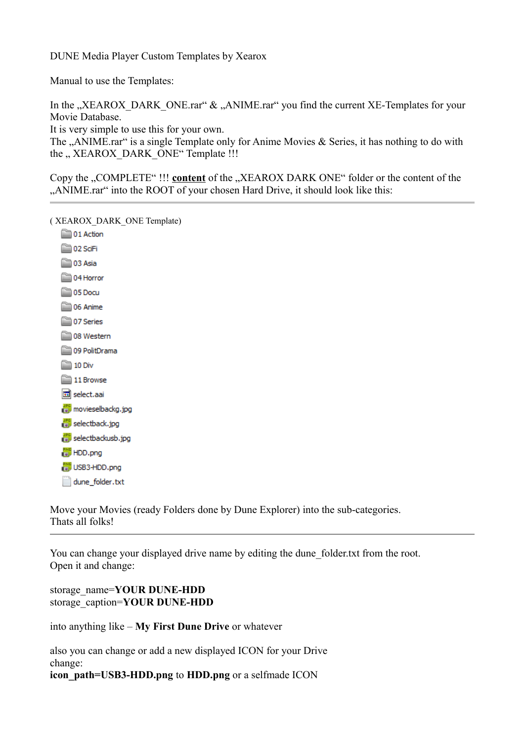DUNE Media Player Custom Templates by Xearox

Manual to use the Templates:

In the „XEAROX_DARK_ONE.rar" & „ANIME.rar" you find the current XE-Templates for your Movie Database.
It is very simple to use this for your own.
The „ANIME.rar" is a single Template only for Anime Movies & Series, it has nothing to do with the „ XEAROX_DARK_ONE" Template !!!

Copy the „COMPLETE" !!! **content** of the „XEAROX DARK ONE" folder or the content of the „ANIME.rar" into the ROOT of your chosen Hard Drive, it should look like this:

---

( XEAROX_DARK_ONE Template)

- 01 Action
- 02 SciFi
- 03 Asia
- 04 Horror
- 05 Docu
- 06 Anime
- 07 Series
- 08 Western
- 09 PolitDrama
- 10 Div
- 11 Browse
- select.aai
- movieselbackg.jpg
- selectback.jpg
- selectbackusb.jpg
- HDD.png
- USB3-HDD.png
- dune_folder.txt

Move your Movies (ready Folders done by Dune Explorer) into the sub-categories.
Thats all folks!

---

You can change your displayed drive name by editing the dune_folder.txt from the root.
Open it and change:

storage_name=**YOUR DUNE-HDD**
storage_caption=**YOUR DUNE-HDD**

into anything like – **My First Dune Drive** or whatever

also you can change or add a new displayed ICON for your Drive
change:
**icon_path=USB3-HDD.png** to **HDD.png** or a selfmade ICON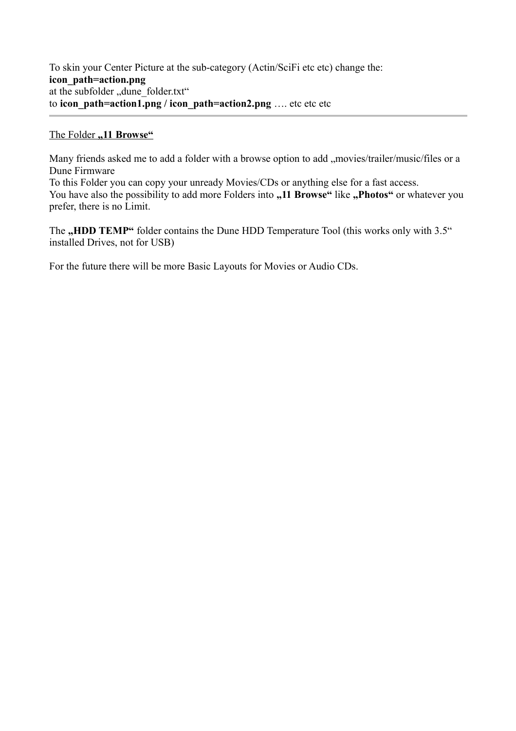To skin your Center Picture at the sub-category (Actin/SciFi etc etc) change the:
**icon_path=action.png**
at the subfolder „dune_folder.txt“
to **icon_path=action1.png / icon_path=action2.png** …. etc etc etc

---

<u>The Folder **„11 Browse“**</u>

Many friends asked me to add a folder with a browse option to add „movies/trailer/music/files or a Dune Firmware
To this Folder you can copy your unready Movies/CDs or anything else for a fast access.
You have also the possibility to add more Folders into **„11 Browse“** like **„Photos“** or whatever you prefer, there is no Limit.

The **„HDD TEMP“** folder contains the Dune HDD Temperature Tool (this works only with 3.5“ installed Drives, not for USB)

For the future there will be more Basic Layouts for Movies or Audio CDs.